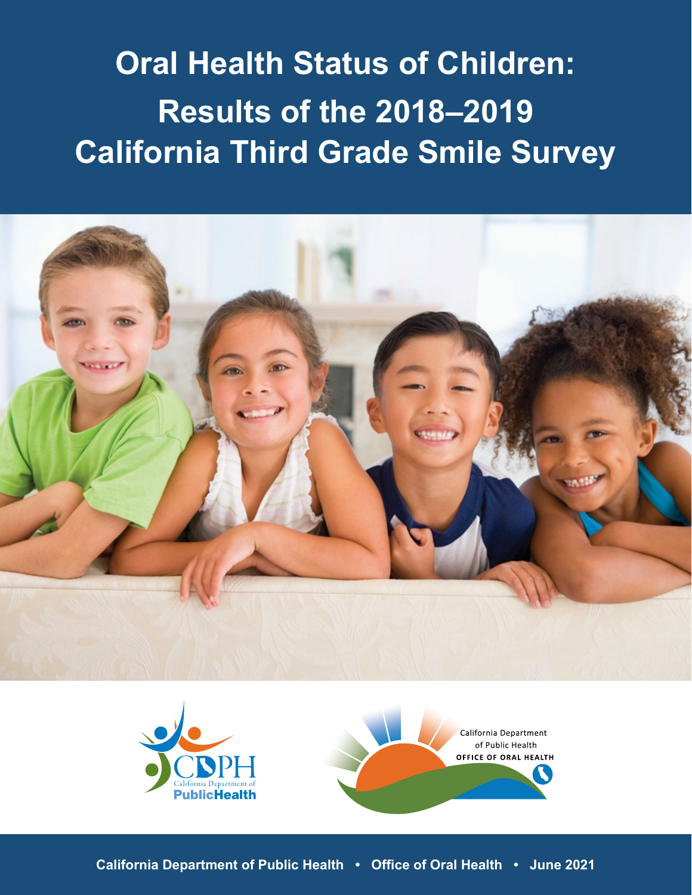# Oral Health Status of Children: Results of the 2018–2019 California Third Grade Smile Survey

California Department of Public Health

Office of Oral Health

California Department of Public Health • Office of Oral Health • June 2021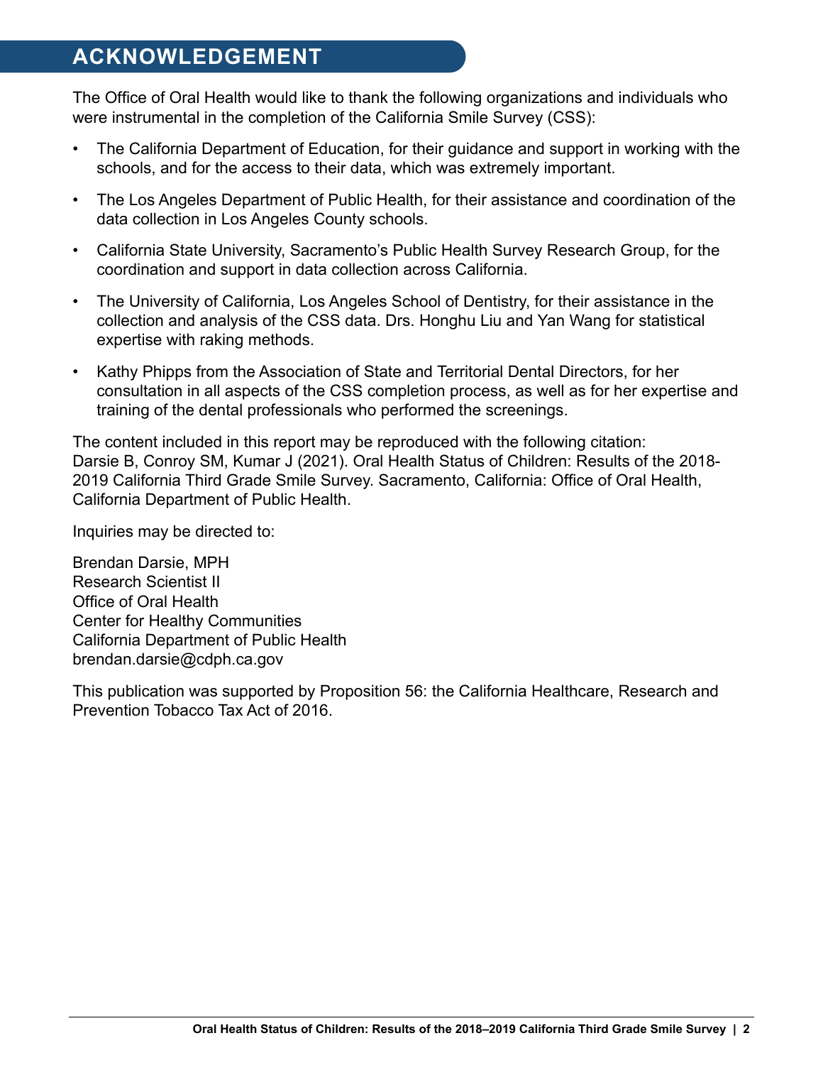## ACKNOWLEDGEMENT

The Office of Oral Health would like to thank the following organizations and individuals who were instrumental in the completion of the California Smile Survey (CSS):

- The California Department of Education, for their guidance and support in working with the schools, and for the access to their data, which was extremely important.
- The Los Angeles Department of Public Health, for their assistance and coordination of the data collection in Los Angeles County schools.
- California State University, Sacramento's Public Health Survey Research Group, for the coordination and support in data collection across California.
- The University of California, Los Angeles School of Dentistry, for their assistance in the collection and analysis of the CSS data. Drs. Honghu Liu and Yan Wang for statistical expertise with raking methods.
- Kathy Phipps from the Association of State and Territorial Dental Directors, for her consultation in all aspects of the CSS completion process, as well as for her expertise and training of the dental professionals who performed the screenings.

The content included in this report may be reproduced with the following citation: Darsie B, Conroy SM, Kumar J (2021). Oral Health Status of Children: Results of the 2018-2019 California Third Grade Smile Survey. Sacramento, California: Office of Oral Health, California Department of Public Health.

Inquiries may be directed to:

Brendan Darsie, MPH
Research Scientist II
Office of Oral Health
Center for Healthy Communities
California Department of Public Health
brendan.darsie@cdph.ca.gov

This publication was supported by Proposition 56: the California Healthcare, Research and Prevention Tobacco Tax Act of 2016.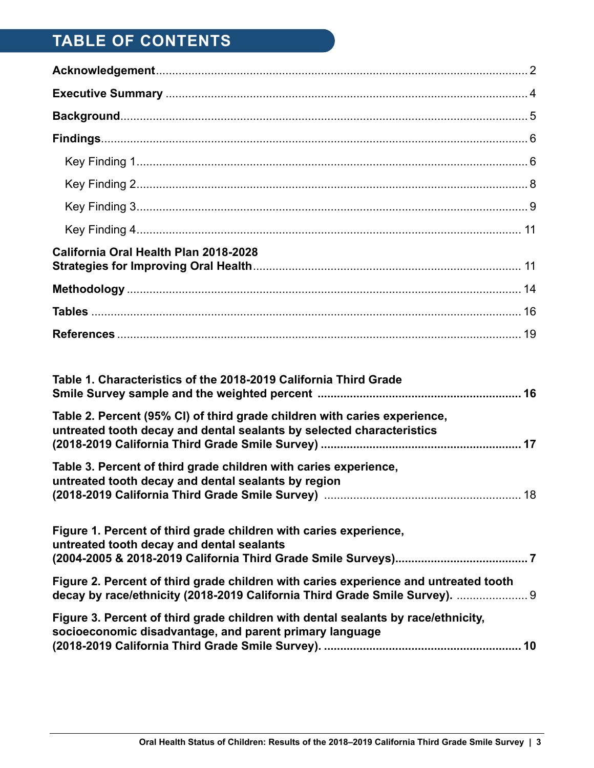# TABLE OF CONTENTS

**Acknowledgement** .................................................. 2

**Executive Summary** .................................................. 4

**Background** .................................................. 5

**Findings** .................................................. 6

- Key Finding 1 .................................................. 6
- Key Finding 2 .................................................. 8
- Key Finding 3 .................................................. 9
- Key Finding 4 .................................................. 11

**California Oral Health Plan 2018-2028 Strategies for Improving Oral Health** .................................................. 11

**Methodology** .................................................. 14

**Tables** .................................................. 16

**References** .................................................. 19

**Table 1. Characteristics of the 2018-2019 California Third Grade Smile Survey sample and the weighted percent** .................................................. **16**

**Table 2. Percent (95% CI) of third grade children with caries experience, untreated tooth decay and dental sealants by selected characteristics (2018-2019 California Third Grade Smile Survey)** .................................................. **17**

**Table 3. Percent of third grade children with caries experience, untreated tooth decay and dental sealants by region (2018-2019 California Third Grade Smile Survey)** .................................................. 18

**Figure 1. Percent of third grade children with caries experience, untreated tooth decay and dental sealants (2004-2005 & 2018-2019 California Third Grade Smile Surveys)** .................................................. **7**

**Figure 2. Percent of third grade children with caries experience and untreated tooth decay by race/ethnicity (2018-2019 California Third Grade Smile Survey).** .................................................. 9

**Figure 3. Percent of third grade children with dental sealants by race/ethnicity, socioeconomic disadvantage, and parent primary language (2018-2019 California Third Grade Smile Survey).** .................................................. **10**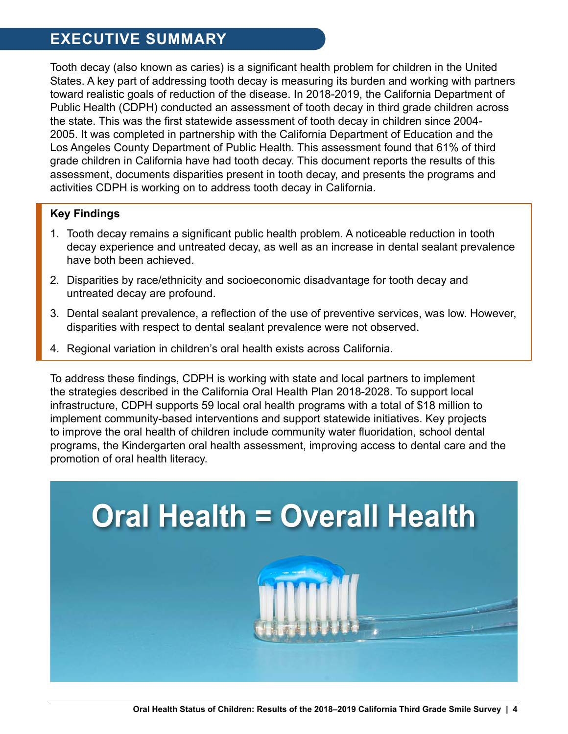# EXECUTIVE SUMMARY

Tooth decay (also known as caries) is a significant health problem for children in the United States. A key part of addressing tooth decay is measuring its burden and working with partners toward realistic goals of reduction of the disease. In 2018-2019, the California Department of Public Health (CDPH) conducted an assessment of tooth decay in third grade children across the state. This was the first statewide assessment of tooth decay in children since 2004-2005. It was completed in partnership with the California Department of Education and the Los Angeles County Department of Public Health. This assessment found that 61% of third grade children in California have had tooth decay. This document reports the results of this assessment, documents disparities present in tooth decay, and presents the programs and activities CDPH is working on to address tooth decay in California.

**Key Findings**

1. Tooth decay remains a significant public health problem. A noticeable reduction in tooth decay experience and untreated decay, as well as an increase in dental sealant prevalence have both been achieved.
2. Disparities by race/ethnicity and socioeconomic disadvantage for tooth decay and untreated decay are profound.
3. Dental sealant prevalence, a reflection of the use of preventive services, was low. However, disparities with respect to dental sealant prevalence were not observed.
4. Regional variation in children's oral health exists across California.

To address these findings, CDPH is working with state and local partners to implement the strategies described in the California Oral Health Plan 2018-2028. To support local infrastructure, CDPH supports 59 local oral health programs with a total of $18 million to implement community-based interventions and support statewide initiatives. Key projects to improve the oral health of children include community water fluoridation, school dental programs, the Kindergarten oral health assessment, improving access to dental care and the promotion of oral health literacy.

**Oral Health = Overall Health**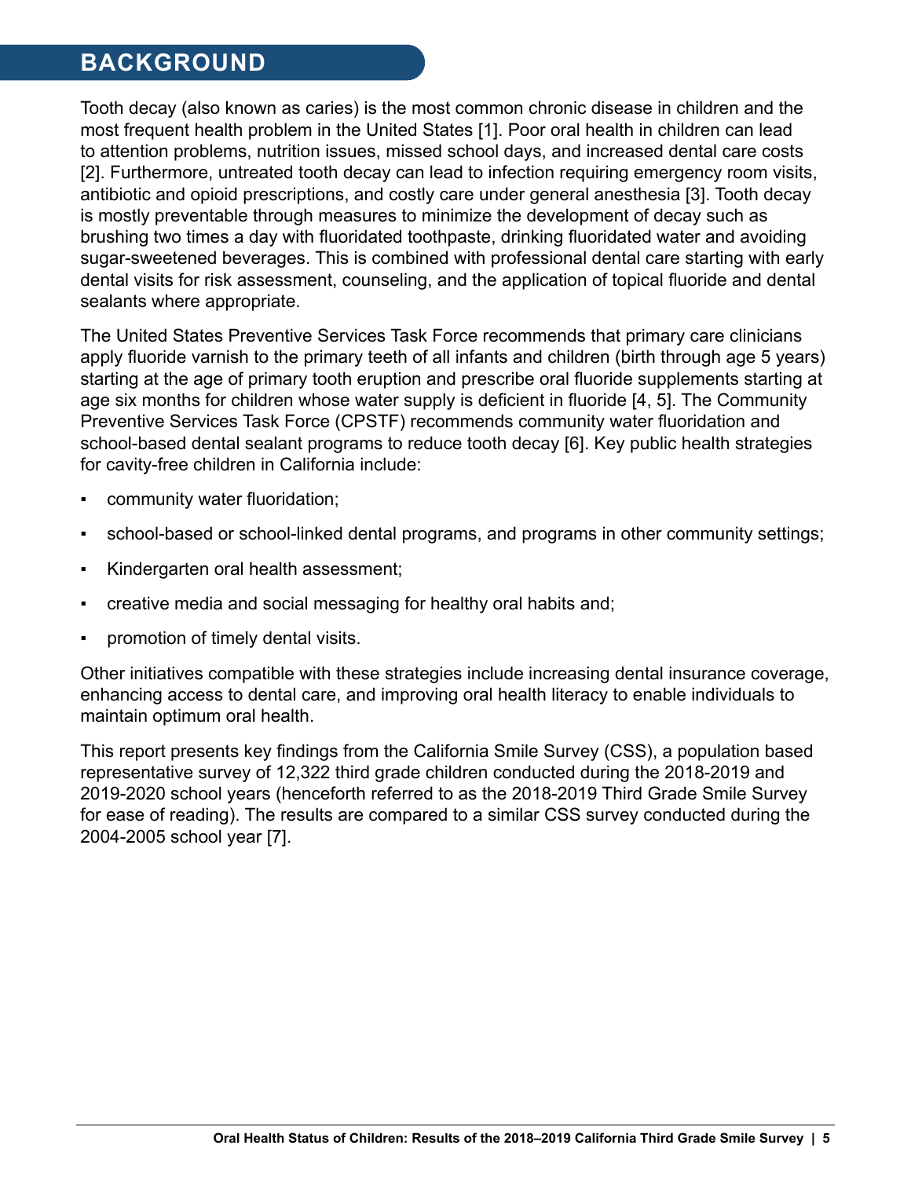## BACKGROUND

Tooth decay (also known as caries) is the most common chronic disease in children and the most frequent health problem in the United States [1]. Poor oral health in children can lead to attention problems, nutrition issues, missed school days, and increased dental care costs [2]. Furthermore, untreated tooth decay can lead to infection requiring emergency room visits, antibiotic and opioid prescriptions, and costly care under general anesthesia [3]. Tooth decay is mostly preventable through measures to minimize the development of decay such as brushing two times a day with fluoridated toothpaste, drinking fluoridated water and avoiding sugar-sweetened beverages. This is combined with professional dental care starting with early dental visits for risk assessment, counseling, and the application of topical fluoride and dental sealants where appropriate.

The United States Preventive Services Task Force recommends that primary care clinicians apply fluoride varnish to the primary teeth of all infants and children (birth through age 5 years) starting at the age of primary tooth eruption and prescribe oral fluoride supplements starting at age six months for children whose water supply is deficient in fluoride [4, 5]. The Community Preventive Services Task Force (CPSTF) recommends community water fluoridation and school-based dental sealant programs to reduce tooth decay [6]. Key public health strategies for cavity-free children in California include:

- community water fluoridation;
- school-based or school-linked dental programs, and programs in other community settings;
- Kindergarten oral health assessment;
- creative media and social messaging for healthy oral habits and;
- promotion of timely dental visits.

Other initiatives compatible with these strategies include increasing dental insurance coverage, enhancing access to dental care, and improving oral health literacy to enable individuals to maintain optimum oral health.

This report presents key findings from the California Smile Survey (CSS), a population based representative survey of 12,322 third grade children conducted during the 2018-2019 and 2019-2020 school years (henceforth referred to as the 2018-2019 Third Grade Smile Survey for ease of reading). The results are compared to a similar CSS survey conducted during the 2004-2005 school year [7].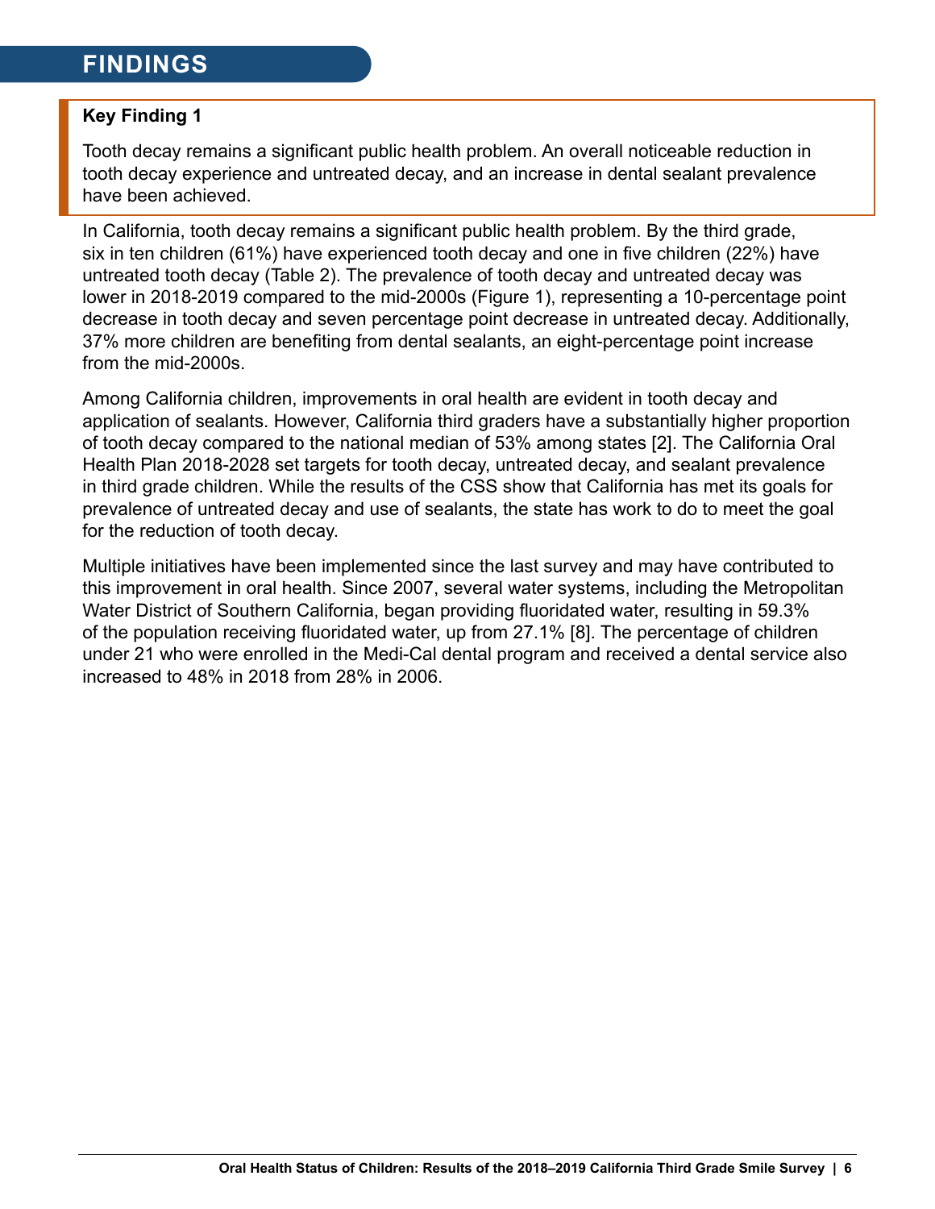# FINDINGS

**Key Finding 1**

Tooth decay remains a significant public health problem. An overall noticeable reduction in tooth decay experience and untreated decay, and an increase in dental sealant prevalence have been achieved.

In California, tooth decay remains a significant public health problem. By the third grade, six in ten children (61%) have experienced tooth decay and one in five children (22%) have untreated tooth decay (Table 2). The prevalence of tooth decay and untreated decay was lower in 2018-2019 compared to the mid-2000s (Figure 1), representing a 10-percentage point decrease in tooth decay and seven percentage point decrease in untreated decay. Additionally, 37% more children are benefiting from dental sealants, an eight-percentage point increase from the mid-2000s.

Among California children, improvements in oral health are evident in tooth decay and application of sealants. However, California third graders have a substantially higher proportion of tooth decay compared to the national median of 53% among states [2]. The California Oral Health Plan 2018-2028 set targets for tooth decay, untreated decay, and sealant prevalence in third grade children. While the results of the CSS show that California has met its goals for prevalence of untreated decay and use of sealants, the state has work to do to meet the goal for the reduction of tooth decay.

Multiple initiatives have been implemented since the last survey and may have contributed to this improvement in oral health. Since 2007, several water systems, including the Metropolitan Water District of Southern California, began providing fluoridated water, resulting in 59.3% of the population receiving fluoridated water, up from 27.1% [8]. The percentage of children under 21 who were enrolled in the Medi-Cal dental program and received a dental service also increased to 48% in 2018 from 28% in 2006.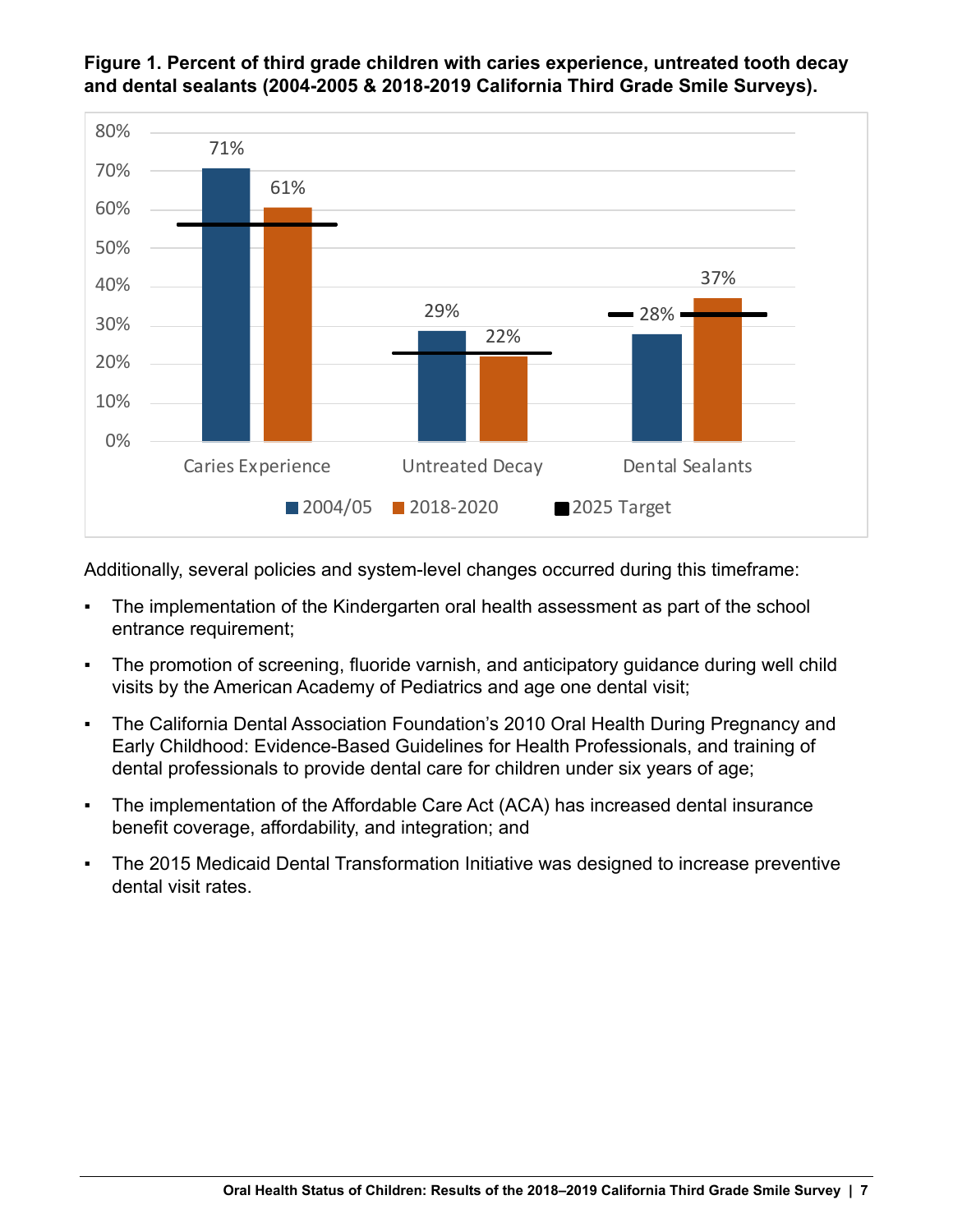**Figure 1. Percent of third grade children with caries experience, untreated tooth decay and dental sealants (2004-2005 & 2018-2019 California Third Grade Smile Surveys).**

| | 2004/05 | 2018-2020 |
|---|---|---|
| Caries Experience | 71% | 61% |
| Untreated Decay | 29% | 22% |
| Dental Sealants | 28% | 37% |

Additionally, several policies and system-level changes occurred during this timeframe:

- The implementation of the Kindergarten oral health assessment as part of the school entrance requirement;
- The promotion of screening, fluoride varnish, and anticipatory guidance during well child visits by the American Academy of Pediatrics and age one dental visit;
- The California Dental Association Foundation's 2010 Oral Health During Pregnancy and Early Childhood: Evidence-Based Guidelines for Health Professionals, and training of dental professionals to provide dental care for children under six years of age;
- The implementation of the Affordable Care Act (ACA) has increased dental insurance benefit coverage, affordability, and integration; and
- The 2015 Medicaid Dental Transformation Initiative was designed to increase preventive dental visit rates.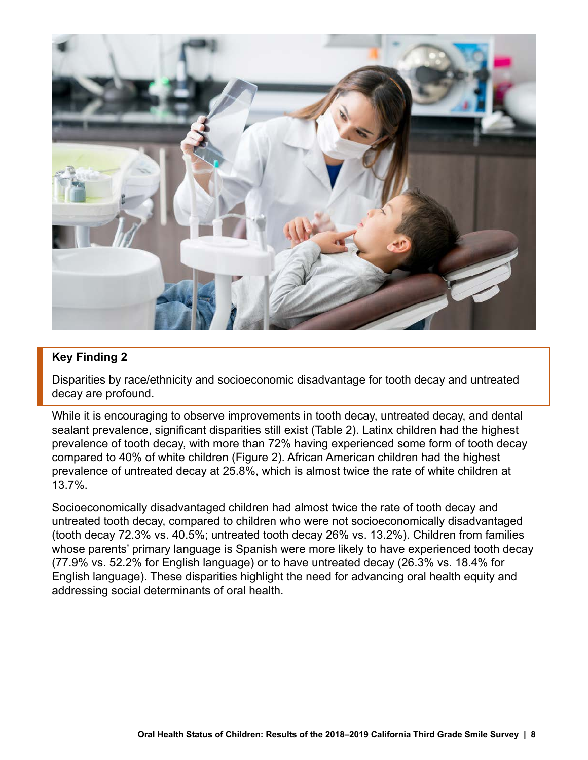**Key Finding 2**

Disparities by race/ethnicity and socioeconomic disadvantage for tooth decay and untreated decay are profound.

While it is encouraging to observe improvements in tooth decay, untreated decay, and dental sealant prevalence, significant disparities still exist (Table 2). Latinx children had the highest prevalence of tooth decay, with more than 72% having experienced some form of tooth decay compared to 40% of white children (Figure 2). African American children had the highest prevalence of untreated decay at 25.8%, which is almost twice the rate of white children at 13.7%.

Socioeconomically disadvantaged children had almost twice the rate of tooth decay and untreated tooth decay, compared to children who were not socioeconomically disadvantaged (tooth decay 72.3% vs. 40.5%; untreated tooth decay 26% vs. 13.2%). Children from families whose parents' primary language is Spanish were more likely to have experienced tooth decay (77.9% vs. 52.2% for English language) or to have untreated decay (26.3% vs. 18.4% for English language). These disparities highlight the need for advancing oral health equity and addressing social determinants of oral health.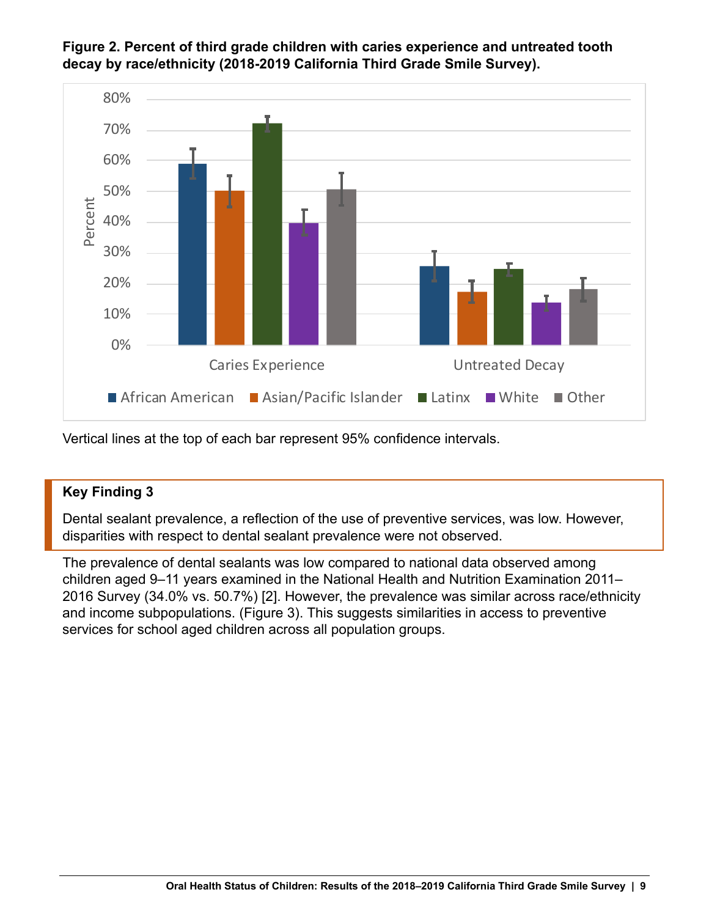**Figure 2. Percent of third grade children with caries experience and untreated tooth decay by race/ethnicity (2018-2019 California Third Grade Smile Survey).**

Vertical lines at the top of each bar represent 95% confidence intervals.

### Key Finding 3

Dental sealant prevalence, a reflection of the use of preventive services, was low. However, disparities with respect to dental sealant prevalence were not observed.

The prevalence of dental sealants was low compared to national data observed among children aged 9–11 years examined in the National Health and Nutrition Examination 2011–2016 Survey (34.0% vs. 50.7%) [2]. However, the prevalence was similar across race/ethnicity and income subpopulations. (Figure 3). This suggests similarities in access to preventive services for school aged children across all population groups.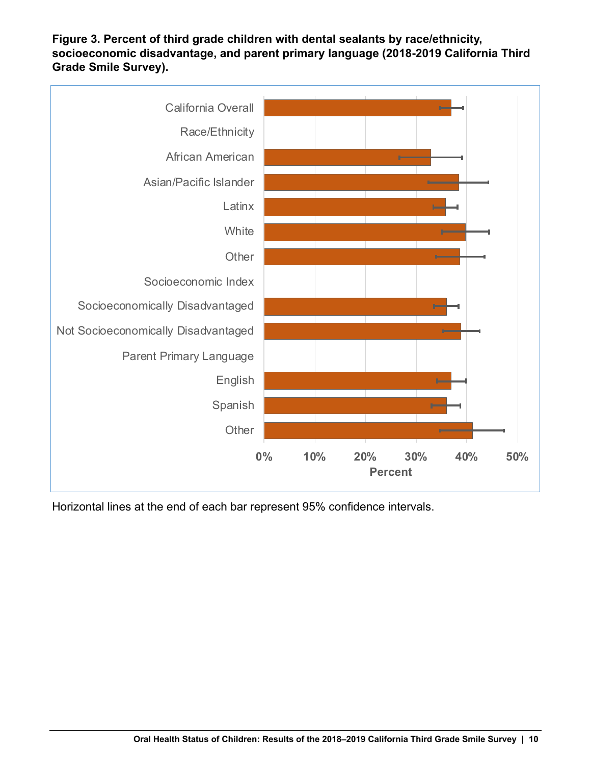**Figure 3. Percent of third grade children with dental sealants by race/ethnicity, socioeconomic disadvantage, and parent primary language (2018-2019 California Third Grade Smile Survey).**

California Overall

Race/Ethnicity

African American

Asian/Pacific Islander

Latinx

White

Other

Socioeconomic Index

Socioeconomically Disadvantaged

Not Socioeconomically Disadvantaged

Parent Primary Language

English

Spanish

Other

0% 10% 20% 30% 40% 50%

Percent

Horizontal lines at the end of each bar represent 95% confidence intervals.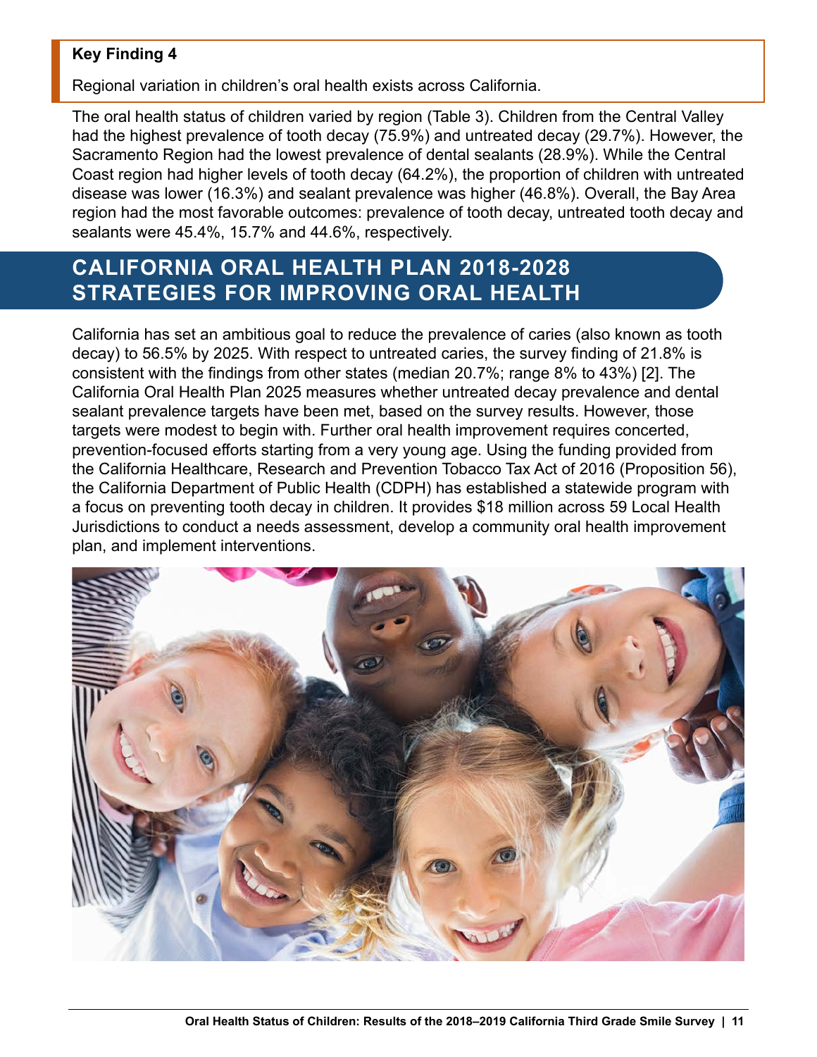**Key Finding 4**

Regional variation in children's oral health exists across California.

The oral health status of children varied by region (Table 3). Children from the Central Valley had the highest prevalence of tooth decay (75.9%) and untreated decay (29.7%). However, the Sacramento Region had the lowest prevalence of dental sealants (28.9%). While the Central Coast region had higher levels of tooth decay (64.2%), the proportion of children with untreated disease was lower (16.3%) and sealant prevalence was higher (46.8%). Overall, the Bay Area region had the most favorable outcomes: prevalence of tooth decay, untreated tooth decay and sealants were 45.4%, 15.7% and 44.6%, respectively.

## CALIFORNIA ORAL HEALTH PLAN 2018-2028 STRATEGIES FOR IMPROVING ORAL HEALTH

California has set an ambitious goal to reduce the prevalence of caries (also known as tooth decay) to 56.5% by 2025. With respect to untreated caries, the survey finding of 21.8% is consistent with the findings from other states (median 20.7%; range 8% to 43%) [2]. The California Oral Health Plan 2025 measures whether untreated decay prevalence and dental sealant prevalence targets have been met, based on the survey results. However, those targets were modest to begin with. Further oral health improvement requires concerted, prevention-focused efforts starting from a very young age. Using the funding provided from the California Healthcare, Research and Prevention Tobacco Tax Act of 2016 (Proposition 56), the California Department of Public Health (CDPH) has established a statewide program with a focus on preventing tooth decay in children. It provides $18 million across 59 Local Health Jurisdictions to conduct a needs assessment, develop a community oral health improvement plan, and implement interventions.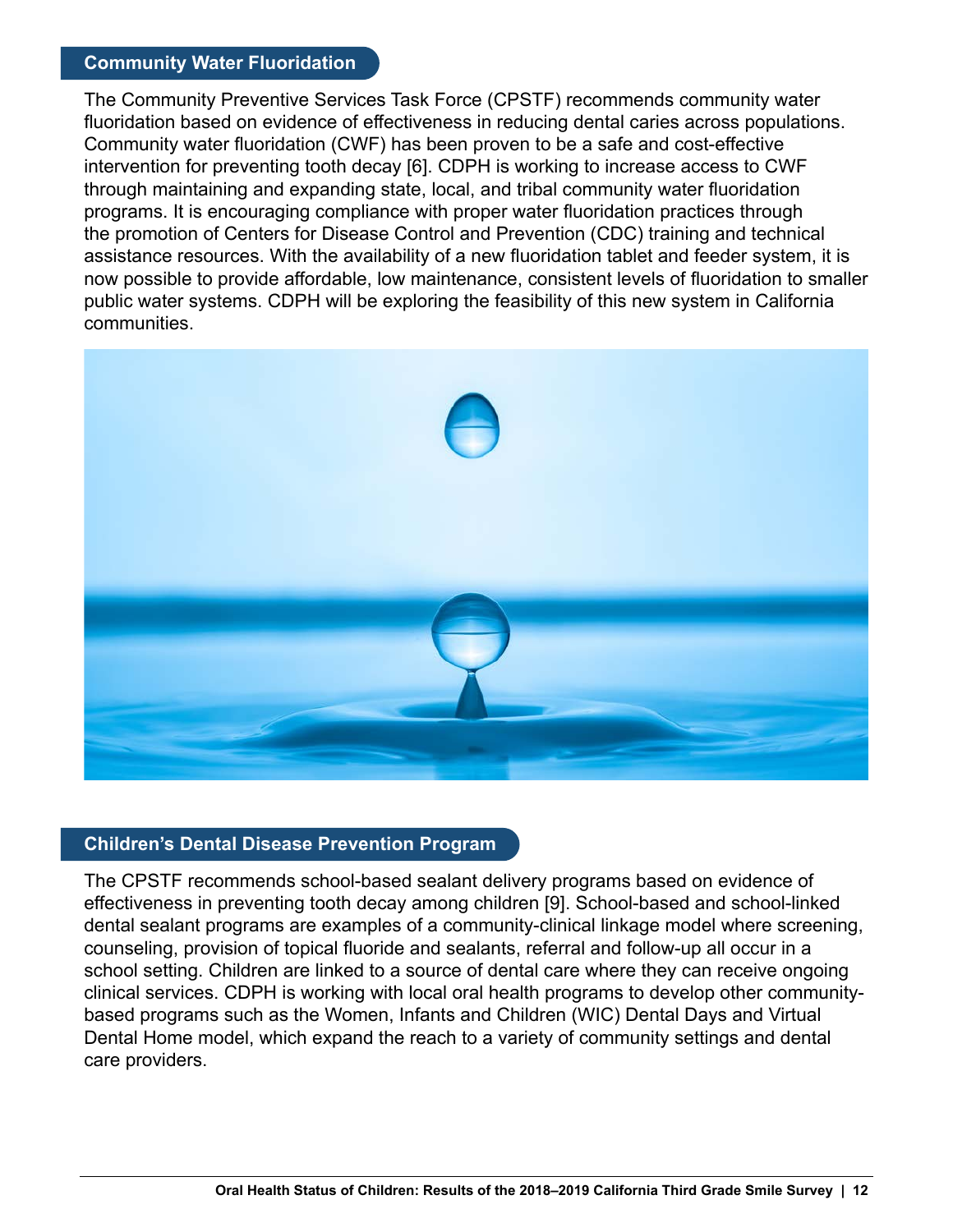## Community Water Fluoridation

The Community Preventive Services Task Force (CPSTF) recommends community water fluoridation based on evidence of effectiveness in reducing dental caries across populations. Community water fluoridation (CWF) has been proven to be a safe and cost-effective intervention for preventing tooth decay [6]. CDPH is working to increase access to CWF through maintaining and expanding state, local, and tribal community water fluoridation programs. It is encouraging compliance with proper water fluoridation practices through the promotion of Centers for Disease Control and Prevention (CDC) training and technical assistance resources. With the availability of a new fluoridation tablet and feeder system, it is now possible to provide affordable, low maintenance, consistent levels of fluoridation to smaller public water systems. CDPH will be exploring the feasibility of this new system in California communities.

## Children's Dental Disease Prevention Program

The CPSTF recommends school-based sealant delivery programs based on evidence of effectiveness in preventing tooth decay among children [9]. School-based and school-linked dental sealant programs are examples of a community-clinical linkage model where screening, counseling, provision of topical fluoride and sealants, referral and follow-up all occur in a school setting. Children are linked to a source of dental care where they can receive ongoing clinical services. CDPH is working with local oral health programs to develop other community-based programs such as the Women, Infants and Children (WIC) Dental Days and Virtual Dental Home model, which expand the reach to a variety of community settings and dental care providers.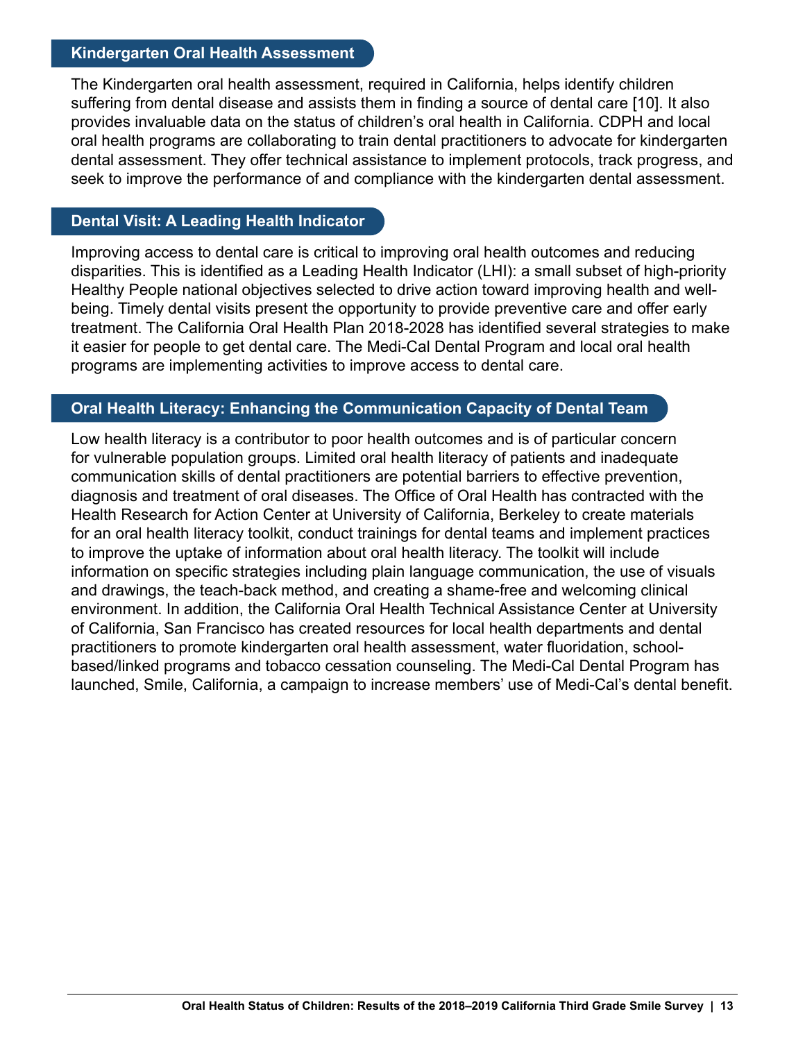## Kindergarten Oral Health Assessment

The Kindergarten oral health assessment, required in California, helps identify children suffering from dental disease and assists them in finding a source of dental care [10]. It also provides invaluable data on the status of children's oral health in California. CDPH and local oral health programs are collaborating to train dental practitioners to advocate for kindergarten dental assessment. They offer technical assistance to implement protocols, track progress, and seek to improve the performance of and compliance with the kindergarten dental assessment.

## Dental Visit: A Leading Health Indicator

Improving access to dental care is critical to improving oral health outcomes and reducing disparities. This is identified as a Leading Health Indicator (LHI): a small subset of high-priority Healthy People national objectives selected to drive action toward improving health and well-being. Timely dental visits present the opportunity to provide preventive care and offer early treatment. The California Oral Health Plan 2018-2028 has identified several strategies to make it easier for people to get dental care. The Medi-Cal Dental Program and local oral health programs are implementing activities to improve access to dental care.

## Oral Health Literacy: Enhancing the Communication Capacity of Dental Team

Low health literacy is a contributor to poor health outcomes and is of particular concern for vulnerable population groups. Limited oral health literacy of patients and inadequate communication skills of dental practitioners are potential barriers to effective prevention, diagnosis and treatment of oral diseases. The Office of Oral Health has contracted with the Health Research for Action Center at University of California, Berkeley to create materials for an oral health literacy toolkit, conduct trainings for dental teams and implement practices to improve the uptake of information about oral health literacy. The toolkit will include information on specific strategies including plain language communication, the use of visuals and drawings, the teach-back method, and creating a shame-free and welcoming clinical environment. In addition, the California Oral Health Technical Assistance Center at University of California, San Francisco has created resources for local health departments and dental practitioners to promote kindergarten oral health assessment, water fluoridation, school-based/linked programs and tobacco cessation counseling. The Medi-Cal Dental Program has launched, Smile, California, a campaign to increase members' use of Medi-Cal's dental benefit.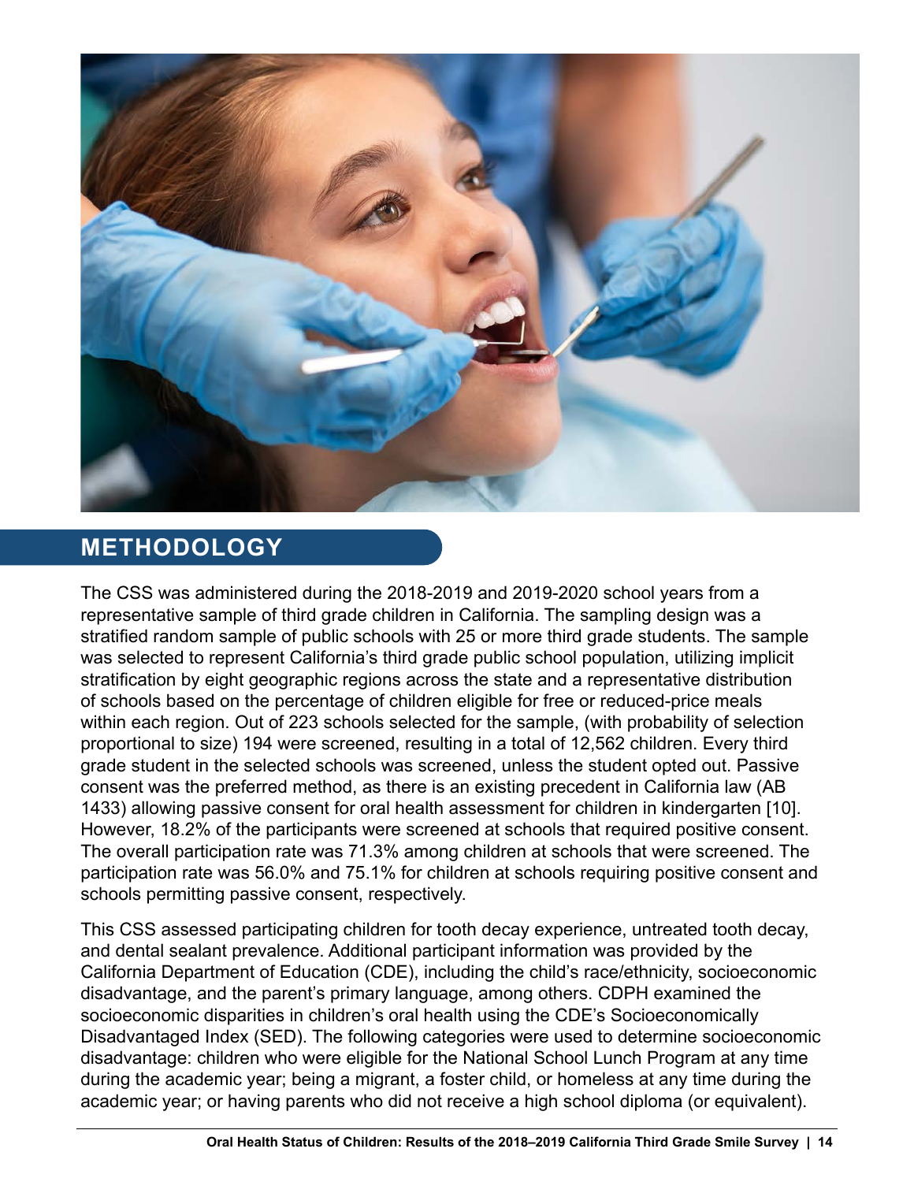## METHODOLOGY

The CSS was administered during the 2018-2019 and 2019-2020 school years from a representative sample of third grade children in California. The sampling design was a stratified random sample of public schools with 25 or more third grade students. The sample was selected to represent California's third grade public school population, utilizing implicit stratification by eight geographic regions across the state and a representative distribution of schools based on the percentage of children eligible for free or reduced-price meals within each region. Out of 223 schools selected for the sample, (with probability of selection proportional to size) 194 were screened, resulting in a total of 12,562 children. Every third grade student in the selected schools was screened, unless the student opted out. Passive consent was the preferred method, as there is an existing precedent in California law (AB 1433) allowing passive consent for oral health assessment for children in kindergarten [10]. However, 18.2% of the participants were screened at schools that required positive consent. The overall participation rate was 71.3% among children at schools that were screened. The participation rate was 56.0% and 75.1% for children at schools requiring positive consent and schools permitting passive consent, respectively.

This CSS assessed participating children for tooth decay experience, untreated tooth decay, and dental sealant prevalence. Additional participant information was provided by the California Department of Education (CDE), including the child's race/ethnicity, socioeconomic disadvantage, and the parent's primary language, among others. CDPH examined the socioeconomic disparities in children's oral health using the CDE's Socioeconomically Disadvantaged Index (SED). The following categories were used to determine socioeconomic disadvantage: children who were eligible for the National School Lunch Program at any time during the academic year; being a migrant, a foster child, or homeless at any time during the academic year; or having parents who did not receive a high school diploma (or equivalent).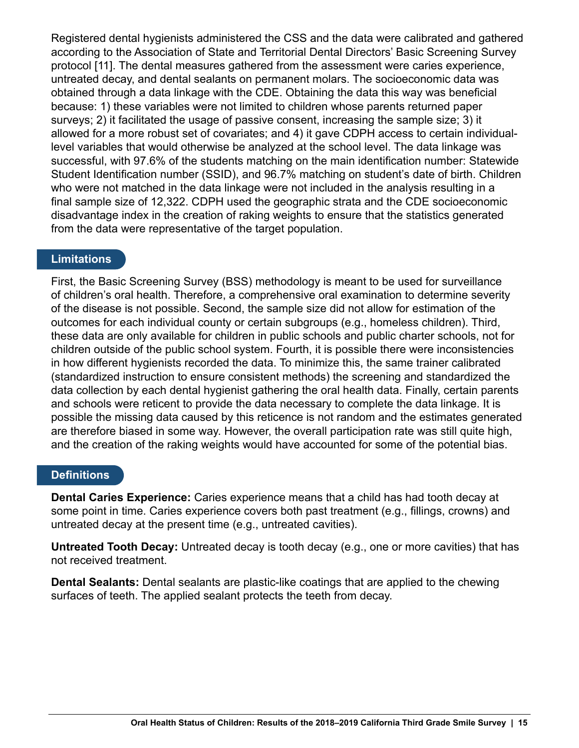Registered dental hygienists administered the CSS and the data were calibrated and gathered according to the Association of State and Territorial Dental Directors' Basic Screening Survey protocol [11]. The dental measures gathered from the assessment were caries experience, untreated decay, and dental sealants on permanent molars. The socioeconomic data was obtained through a data linkage with the CDE. Obtaining the data this way was beneficial because: 1) these variables were not limited to children whose parents returned paper surveys; 2) it facilitated the usage of passive consent, increasing the sample size; 3) it allowed for a more robust set of covariates; and 4) it gave CDPH access to certain individual-level variables that would otherwise be analyzed at the school level. The data linkage was successful, with 97.6% of the students matching on the main identification number: Statewide Student Identification number (SSID), and 96.7% matching on student's date of birth. Children who were not matched in the data linkage were not included in the analysis resulting in a final sample size of 12,322. CDPH used the geographic strata and the CDE socioeconomic disadvantage index in the creation of raking weights to ensure that the statistics generated from the data were representative of the target population.

## Limitations

First, the Basic Screening Survey (BSS) methodology is meant to be used for surveillance of children's oral health. Therefore, a comprehensive oral examination to determine severity of the disease is not possible. Second, the sample size did not allow for estimation of the outcomes for each individual county or certain subgroups (e.g., homeless children). Third, these data are only available for children in public schools and public charter schools, not for children outside of the public school system. Fourth, it is possible there were inconsistencies in how different hygienists recorded the data. To minimize this, the same trainer calibrated (standardized instruction to ensure consistent methods) the screening and standardized the data collection by each dental hygienist gathering the oral health data. Finally, certain parents and schools were reticent to provide the data necessary to complete the data linkage. It is possible the missing data caused by this reticence is not random and the estimates generated are therefore biased in some way. However, the overall participation rate was still quite high, and the creation of the raking weights would have accounted for some of the potential bias.

## Definitions

**Dental Caries Experience:** Caries experience means that a child has had tooth decay at some point in time. Caries experience covers both past treatment (e.g., fillings, crowns) and untreated decay at the present time (e.g., untreated cavities).

**Untreated Tooth Decay:** Untreated decay is tooth decay (e.g., one or more cavities) that has not received treatment.

**Dental Sealants:** Dental sealants are plastic-like coatings that are applied to the chewing surfaces of teeth. The applied sealant protects the teeth from decay.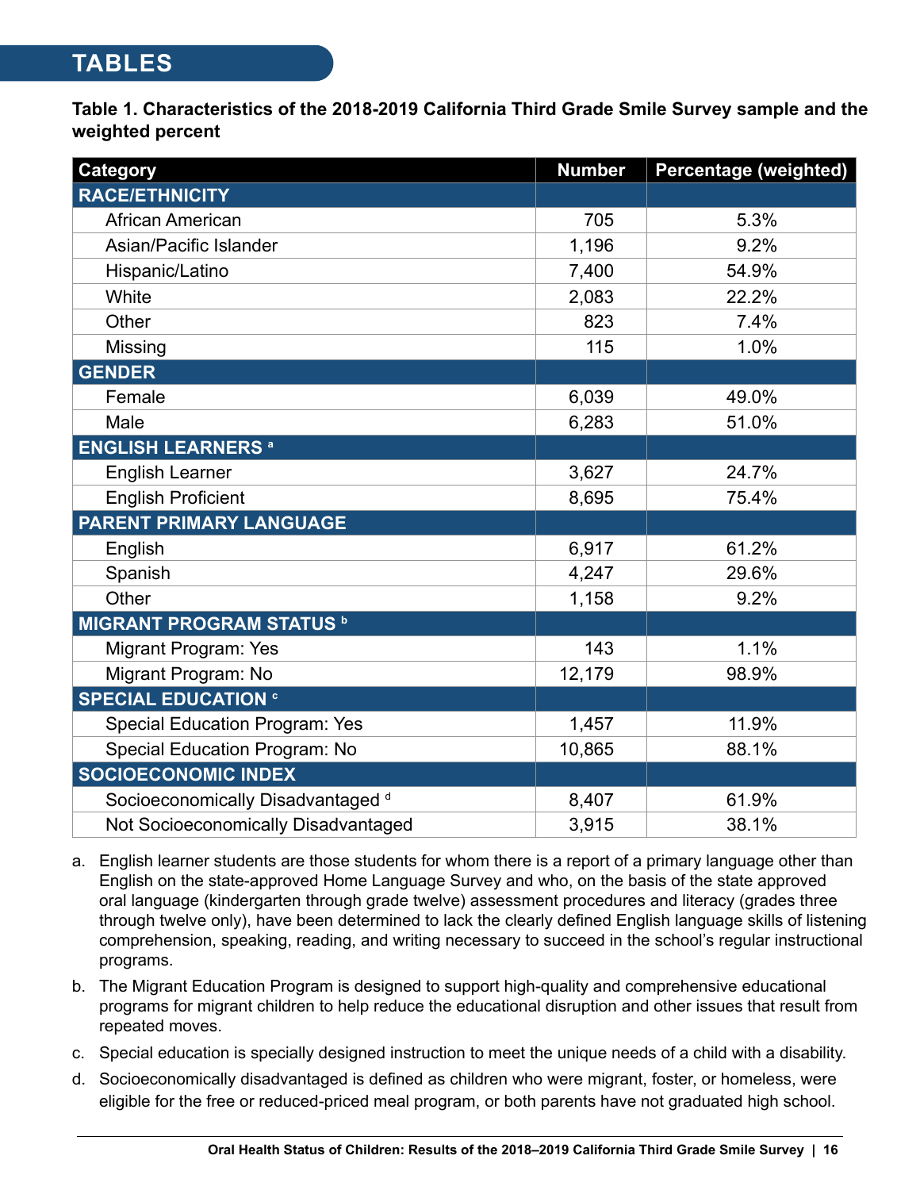# TABLES

**Table 1. Characteristics of the 2018-2019 California Third Grade Smile Survey sample and the weighted percent**

| Category | Number | Percentage (weighted) |
|---|---|---|
| **RACE/ETHNICITY** | | |
| African American | 705 | 5.3% |
| Asian/Pacific Islander | 1,196 | 9.2% |
| Hispanic/Latino | 7,400 | 54.9% |
| White | 2,083 | 22.2% |
| Other | 823 | 7.4% |
| Missing | 115 | 1.0% |
| **GENDER** | | |
| Female | 6,039 | 49.0% |
| Male | 6,283 | 51.0% |
| **ENGLISH LEARNERS** [a] | | |
| English Learner | 3,627 | 24.7% |
| English Proficient | 8,695 | 75.4% |
| **PARENT PRIMARY LANGUAGE** | | |
| English | 6,917 | 61.2% |
| Spanish | 4,247 | 29.6% |
| Other | 1,158 | 9.2% |
| **MIGRANT PROGRAM STATUS** [b] | | |
| Migrant Program: Yes | 143 | 1.1% |
| Migrant Program: No | 12,179 | 98.9% |
| **SPECIAL EDUCATION** [c] | | |
| Special Education Program: Yes | 1,457 | 11.9% |
| Special Education Program: No | 10,865 | 88.1% |
| **SOCIOECONOMIC INDEX** | | |
| Socioeconomically Disadvantaged [d] | 8,407 | 61.9% |
| Not Socioeconomically Disadvantaged | 3,915 | 38.1% |

a. English learner students are those students for whom there is a report of a primary language other than English on the state-approved Home Language Survey and who, on the basis of the state approved oral language (kindergarten through grade twelve) assessment procedures and literacy (grades three through twelve only), have been determined to lack the clearly defined English language skills of listening comprehension, speaking, reading, and writing necessary to succeed in the school's regular instructional programs.

b. The Migrant Education Program is designed to support high-quality and comprehensive educational programs for migrant children to help reduce the educational disruption and other issues that result from repeated moves.

c. Special education is specially designed instruction to meet the unique needs of a child with a disability.

d. Socioeconomically disadvantaged is defined as children who were migrant, foster, or homeless, were eligible for the free or reduced-priced meal program, or both parents have not graduated high school.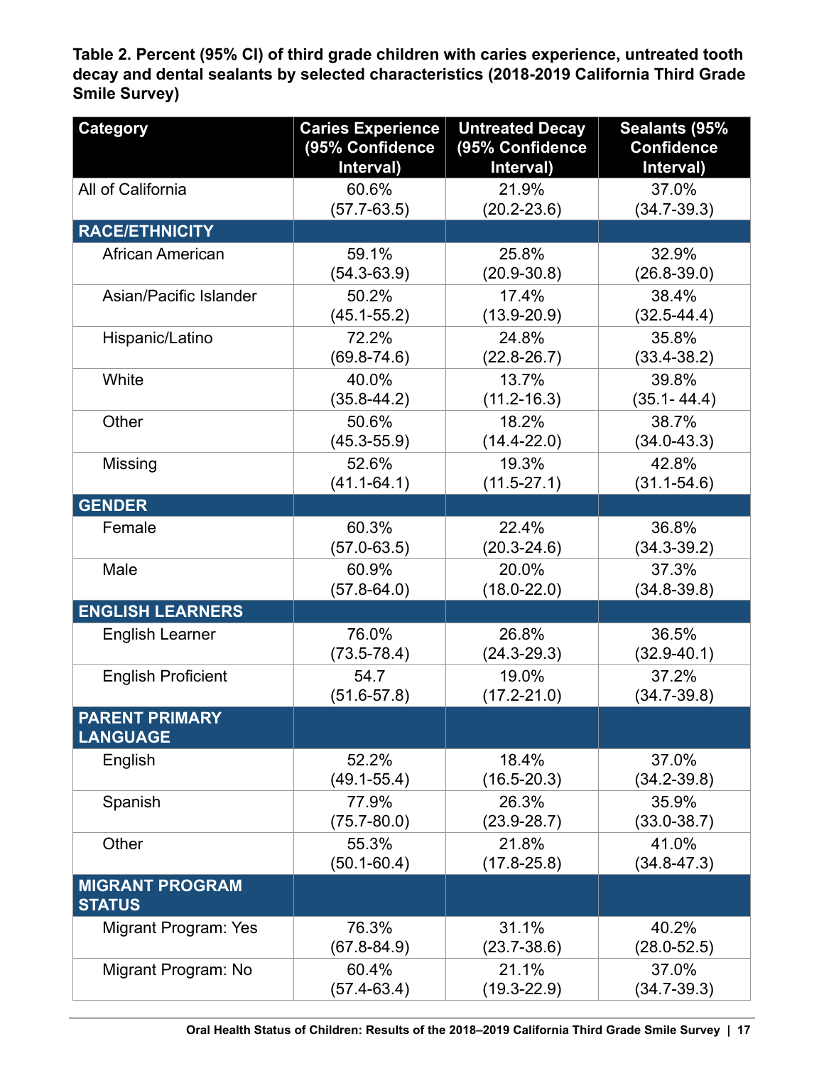**Table 2. Percent (95% CI) of third grade children with caries experience, untreated tooth decay and dental sealants by selected characteristics (2018-2019 California Third Grade Smile Survey)**

| Category | Caries Experience (95% Confidence Interval) | Untreated Decay (95% Confidence Interval) | Sealants (95% Confidence Interval) |
|---|---|---|---|
| All of California | 60.6% (57.7-63.5) | 21.9% (20.2-23.6) | 37.0% (34.7-39.3) |
| **RACE/ETHNICITY** | | | |
| African American | 59.1% (54.3-63.9) | 25.8% (20.9-30.8) | 32.9% (26.8-39.0) |
| Asian/Pacific Islander | 50.2% (45.1-55.2) | 17.4% (13.9-20.9) | 38.4% (32.5-44.4) |
| Hispanic/Latino | 72.2% (69.8-74.6) | 24.8% (22.8-26.7) | 35.8% (33.4-38.2) |
| White | 40.0% (35.8-44.2) | 13.7% (11.2-16.3) | 39.8% (35.1- 44.4) |
| Other | 50.6% (45.3-55.9) | 18.2% (14.4-22.0) | 38.7% (34.0-43.3) |
| Missing | 52.6% (41.1-64.1) | 19.3% (11.5-27.1) | 42.8% (31.1-54.6) |
| **GENDER** | | | |
| Female | 60.3% (57.0-63.5) | 22.4% (20.3-24.6) | 36.8% (34.3-39.2) |
| Male | 60.9% (57.8-64.0) | 20.0% (18.0-22.0) | 37.3% (34.8-39.8) |
| **ENGLISH LEARNERS** | | | |
| English Learner | 76.0% (73.5-78.4) | 26.8% (24.3-29.3) | 36.5% (32.9-40.1) |
| English Proficient | 54.7 (51.6-57.8) | 19.0% (17.2-21.0) | 37.2% (34.7-39.8) |
| **PARENT PRIMARY LANGUAGE** | | | |
| English | 52.2% (49.1-55.4) | 18.4% (16.5-20.3) | 37.0% (34.2-39.8) |
| Spanish | 77.9% (75.7-80.0) | 26.3% (23.9-28.7) | 35.9% (33.0-38.7) |
| Other | 55.3% (50.1-60.4) | 21.8% (17.8-25.8) | 41.0% (34.8-47.3) |
| **MIGRANT PROGRAM STATUS** | | | |
| Migrant Program: Yes | 76.3% (67.8-84.9) | 31.1% (23.7-38.6) | 40.2% (28.0-52.5) |
| Migrant Program: No | 60.4% (57.4-63.4) | 21.1% (19.3-22.9) | 37.0% (34.7-39.3) |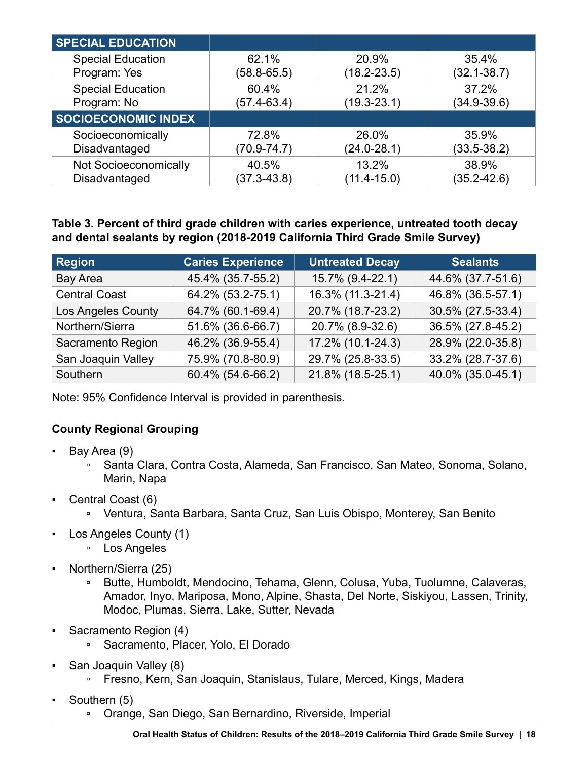| SPECIAL EDUCATION | | | |
|---|---|---|---|
| Special Education Program: Yes | 62.1% (58.8-65.5) | 20.9% (18.2-23.5) | 35.4% (32.1-38.7) |
| Special Education Program: No | 60.4% (57.4-63.4) | 21.2% (19.3-23.1) | 37.2% (34.9-39.6) |
| **SOCIOECONOMIC INDEX** | | | |
| Socioeconomically Disadvantaged | 72.8% (70.9-74.7) | 26.0% (24.0-28.1) | 35.9% (33.5-38.2) |
| Not Socioeconomically Disadvantaged | 40.5% (37.3-43.8) | 13.2% (11.4-15.0) | 38.9% (35.2-42.6) |

**Table 3. Percent of third grade children with caries experience, untreated tooth decay and dental sealants by region (2018-2019 California Third Grade Smile Survey)**

| Region | Caries Experience | Untreated Decay | Sealants |
|---|---|---|---|
| Bay Area | 45.4% (35.7-55.2) | 15.7% (9.4-22.1) | 44.6% (37.7-51.6) |
| Central Coast | 64.2% (53.2-75.1) | 16.3% (11.3-21.4) | 46.8% (36.5-57.1) |
| Los Angeles County | 64.7% (60.1-69.4) | 20.7% (18.7-23.2) | 30.5% (27.5-33.4) |
| Northern/Sierra | 51.6% (36.6-66.7) | 20.7% (8.9-32.6) | 36.5% (27.8-45.2) |
| Sacramento Region | 46.2% (36.9-55.4) | 17.2% (10.1-24.3) | 28.9% (22.0-35.8) |
| San Joaquin Valley | 75.9% (70.8-80.9) | 29.7% (25.8-33.5) | 33.2% (28.7-37.6) |
| Southern | 60.4% (54.6-66.2) | 21.8% (18.5-25.1) | 40.0% (35.0-45.1) |

Note: 95% Confidence Interval is provided in parenthesis.

**County Regional Grouping**

- Bay Area (9)
  - Santa Clara, Contra Costa, Alameda, San Francisco, San Mateo, Sonoma, Solano, Marin, Napa
- Central Coast (6)
  - Ventura, Santa Barbara, Santa Cruz, San Luis Obispo, Monterey, San Benito
- Los Angeles County (1)
  - Los Angeles
- Northern/Sierra (25)
  - Butte, Humboldt, Mendocino, Tehama, Glenn, Colusa, Yuba, Tuolumne, Calaveras, Amador, Inyo, Mariposa, Mono, Alpine, Shasta, Del Norte, Siskiyou, Lassen, Trinity, Modoc, Plumas, Sierra, Lake, Sutter, Nevada
- Sacramento Region (4)
  - Sacramento, Placer, Yolo, El Dorado
- San Joaquin Valley (8)
  - Fresno, Kern, San Joaquin, Stanislaus, Tulare, Merced, Kings, Madera
- Southern (5)
  - Orange, San Diego, San Bernardino, Riverside, Imperial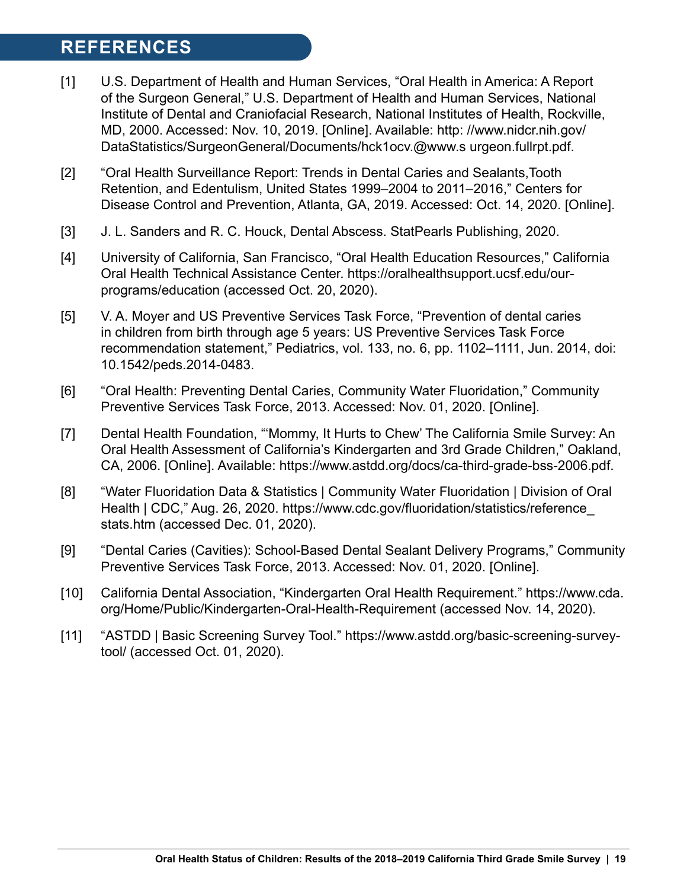# REFERENCES

[1] U.S. Department of Health and Human Services, "Oral Health in America: A Report of the Surgeon General," U.S. Department of Health and Human Services, National Institute of Dental and Craniofacial Research, National Institutes of Health, Rockville, MD, 2000. Accessed: Nov. 10, 2019. [Online]. Available: http: //www.nidcr.nih.gov/ DataStatistics/SurgeonGeneral/Documents/hck1ocv.@www.s urgeon.fullrpt.pdf.

[2] "Oral Health Surveillance Report: Trends in Dental Caries and Sealants,Tooth Retention, and Edentulism, United States 1999–2004 to 2011–2016," Centers for Disease Control and Prevention, Atlanta, GA, 2019. Accessed: Oct. 14, 2020. [Online].

[3] J. L. Sanders and R. C. Houck, Dental Abscess. StatPearls Publishing, 2020.

[4] University of California, San Francisco, "Oral Health Education Resources," California Oral Health Technical Assistance Center. https://oralhealthsupport.ucsf.edu/our-programs/education (accessed Oct. 20, 2020).

[5] V. A. Moyer and US Preventive Services Task Force, "Prevention of dental caries in children from birth through age 5 years: US Preventive Services Task Force recommendation statement," Pediatrics, vol. 133, no. 6, pp. 1102–1111, Jun. 2014, doi: 10.1542/peds.2014-0483.

[6] "Oral Health: Preventing Dental Caries, Community Water Fluoridation," Community Preventive Services Task Force, 2013. Accessed: Nov. 01, 2020. [Online].

[7] Dental Health Foundation, "'Mommy, It Hurts to Chew' The California Smile Survey: An Oral Health Assessment of California's Kindergarten and 3rd Grade Children," Oakland, CA, 2006. [Online]. Available: https://www.astdd.org/docs/ca-third-grade-bss-2006.pdf.

[8] "Water Fluoridation Data & Statistics | Community Water Fluoridation | Division of Oral Health | CDC," Aug. 26, 2020. https://www.cdc.gov/fluoridation/statistics/reference_stats.htm (accessed Dec. 01, 2020).

[9] "Dental Caries (Cavities): School-Based Dental Sealant Delivery Programs," Community Preventive Services Task Force, 2013. Accessed: Nov. 01, 2020. [Online].

[10] California Dental Association, "Kindergarten Oral Health Requirement." https://www.cda.org/Home/Public/Kindergarten-Oral-Health-Requirement (accessed Nov. 14, 2020).

[11] "ASTDD | Basic Screening Survey Tool." https://www.astdd.org/basic-screening-survey-tool/ (accessed Oct. 01, 2020).